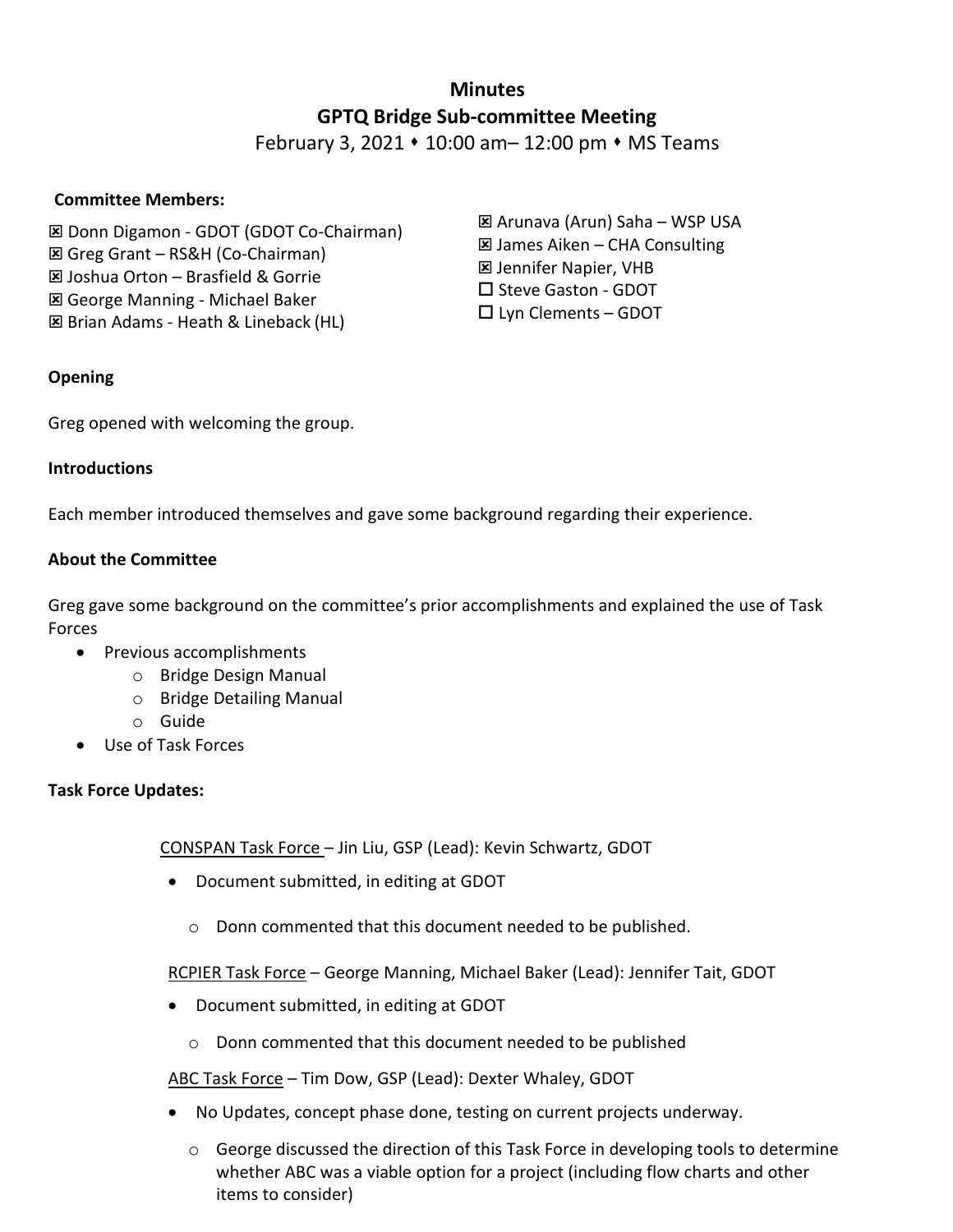# Minutes

## GPTQ Bridge Sub-committee Meeting

February 3, 2021 ⬩ 10:00 am– 12:00 pm ⬩ MS Teams

**Committee Members:**

☒ Donn Digamon - GDOT (GDOT Co-Chairman)
☒ Greg Grant – RS&H (Co-Chairman)
☒ Joshua Orton – Brasfield & Gorrie
☒ George Manning - Michael Baker
☒ Brian Adams - Heath & Lineback (HL)
☒ Arunava (Arun) Saha – WSP USA
☒ James Aiken – CHA Consulting
☒ Jennifer Napier, VHB
☐ Steve Gaston - GDOT
☐ Lyn Clements – GDOT

**Opening**

Greg opened with welcoming the group.

**Introductions**

Each member introduced themselves and gave some background regarding their experience.

**About the Committee**

Greg gave some background on the committee's prior accomplishments and explained the use of Task Forces

- Previous accomplishments
  - Bridge Design Manual
  - Bridge Detailing Manual
  - Guide
- Use of Task Forces

**Task Force Updates:**

CONSPAN Task Force – Jin Liu, GSP (Lead): Kevin Schwartz, GDOT

- Document submitted, in editing at GDOT
  - Donn commented that this document needed to be published.

RCPIER Task Force – George Manning, Michael Baker (Lead): Jennifer Tait, GDOT

- Document submitted, in editing at GDOT
  - Donn commented that this document needed to be published

ABC Task Force – Tim Dow, GSP (Lead): Dexter Whaley, GDOT

- No Updates, concept phase done, testing on current projects underway.
  - George discussed the direction of this Task Force in developing tools to determine whether ABC was a viable option for a project (including flow charts and other items to consider)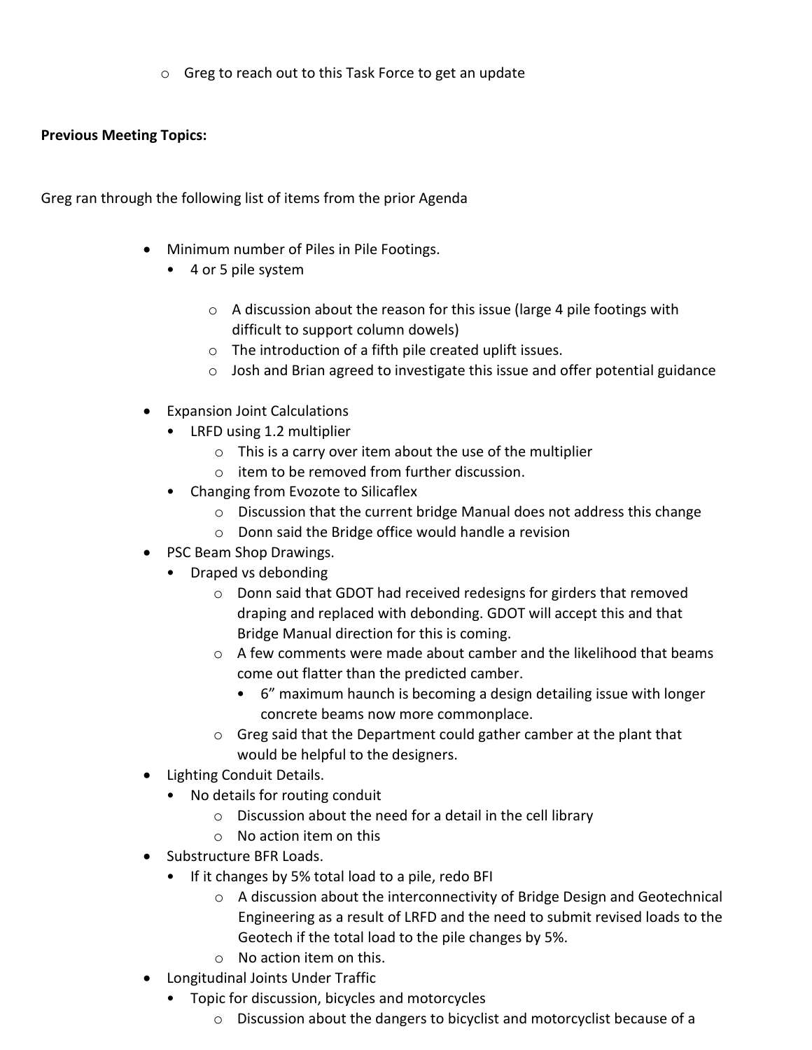- Greg to reach out to this Task Force to get an update

**Previous Meeting Topics:**

Greg ran through the following list of items from the prior Agenda

- Minimum number of Piles in Pile Footings.
  - 4 or 5 pile system
    - A discussion about the reason for this issue (large 4 pile footings with difficult to support column dowels)
    - The introduction of a fifth pile created uplift issues.
    - Josh and Brian agreed to investigate this issue and offer potential guidance
- Expansion Joint Calculations
  - LRFD using 1.2 multiplier
    - This is a carry over item about the use of the multiplier
    - item to be removed from further discussion.
  - Changing from Evozote to Silicaflex
    - Discussion that the current bridge Manual does not address this change
    - Donn said the Bridge office would handle a revision
- PSC Beam Shop Drawings.
  - Draped vs debonding
    - Donn said that GDOT had received redesigns for girders that removed draping and replaced with debonding. GDOT will accept this and that Bridge Manual direction for this is coming.
    - A few comments were made about camber and the likelihood that beams come out flatter than the predicted camber.
      - 6" maximum haunch is becoming a design detailing issue with longer concrete beams now more commonplace.
    - Greg said that the Department could gather camber at the plant that would be helpful to the designers.
- Lighting Conduit Details.
  - No details for routing conduit
    - Discussion about the need for a detail in the cell library
    - No action item on this
- Substructure BFR Loads.
  - If it changes by 5% total load to a pile, redo BFI
    - A discussion about the interconnectivity of Bridge Design and Geotechnical Engineering as a result of LRFD and the need to submit revised loads to the Geotech if the total load to the pile changes by 5%.
    - No action item on this.
- Longitudinal Joints Under Traffic
  - Topic for discussion, bicycles and motorcycles
    - Discussion about the dangers to bicyclist and motorcyclist because of a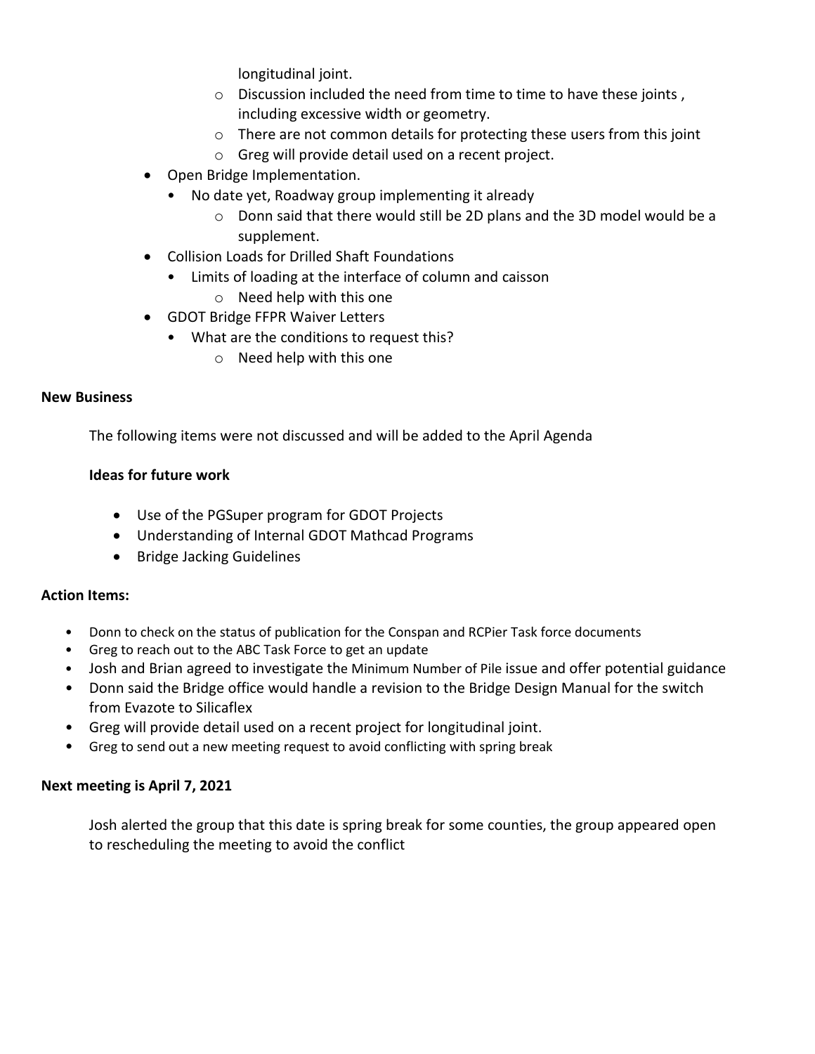longitudinal joint.

    - Discussion included the need from time to time to have these joints , including excessive width or geometry.
    - There are not common details for protecting these users from this joint
    - Greg will provide detail used on a recent project.

- Open Bridge Implementation.
  - No date yet, Roadway group implementing it already
    - Donn said that there would still be 2D plans and the 3D model would be a supplement.
- Collision Loads for Drilled Shaft Foundations
  - Limits of loading at the interface of column and caisson
    - Need help with this one
- GDOT Bridge FFPR Waiver Letters
  - What are the conditions to request this?
    - Need help with this one

**New Business**

The following items were not discussed and will be added to the April Agenda

**Ideas for future work**

- Use of the PGSuper program for GDOT Projects
- Understanding of Internal GDOT Mathcad Programs
- Bridge Jacking Guidelines

**Action Items:**

- Donn to check on the status of publication for the Conspan and RCPier Task force documents
- Greg to reach out to the ABC Task Force to get an update
- Josh and Brian agreed to investigate the Minimum Number of Pile issue and offer potential guidance
- Donn said the Bridge office would handle a revision to the Bridge Design Manual for the switch from Evazote to Silicaflex
- Greg will provide detail used on a recent project for longitudinal joint.
- Greg to send out a new meeting request to avoid conflicting with spring break

**Next meeting is April 7, 2021**

Josh alerted the group that this date is spring break for some counties, the group appeared open to rescheduling the meeting to avoid the conflict